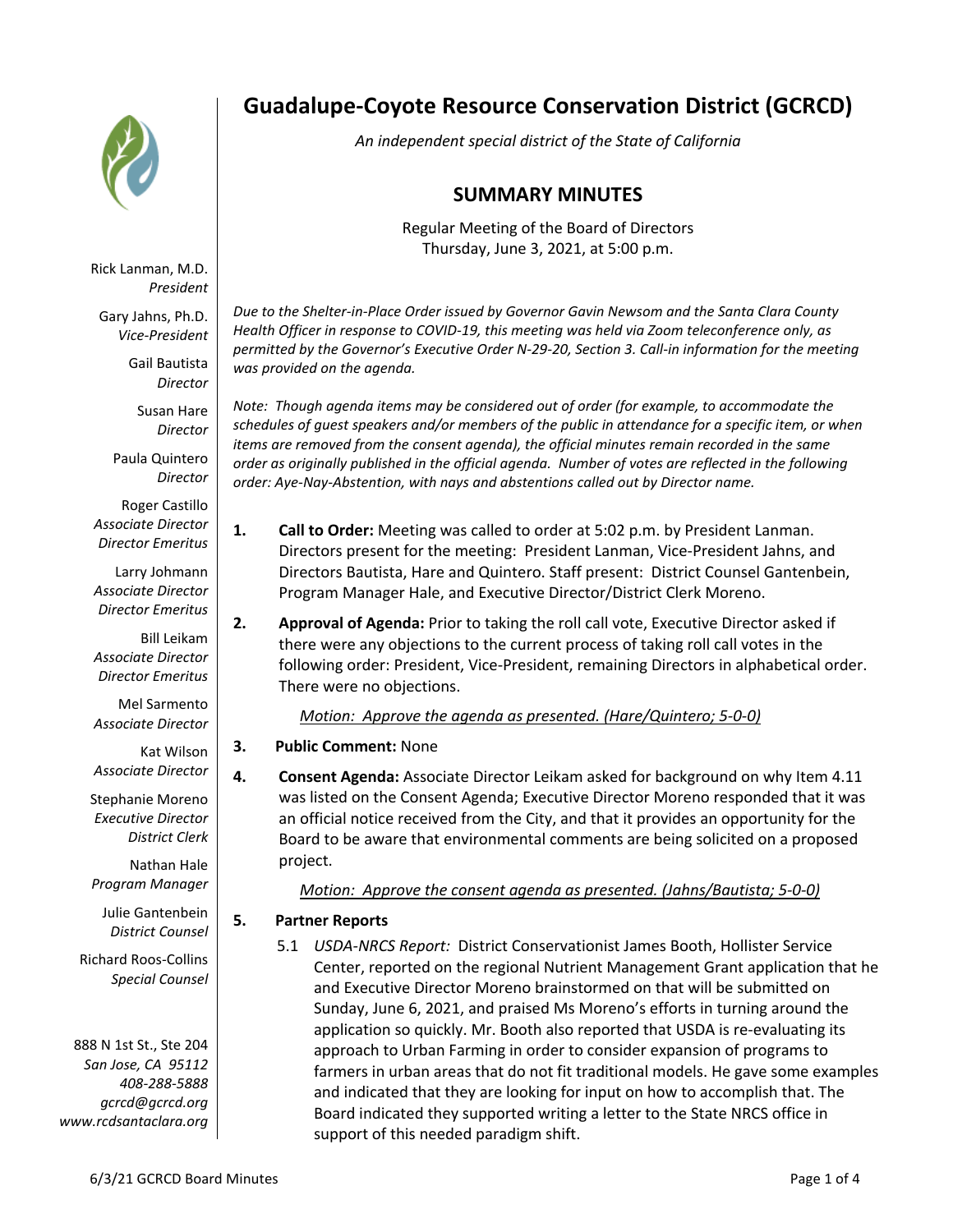# Guadalupe-Coyote Resource Conservation District (GCRCD)

*An independent special district of the State of California*

## SUMMARY MINUTES

Regular Meeting of the Board of Directors
Thursday, June 3, 2021, at 5:00 p.m.

Rick Lanman, M.D.
*President*

Gary Jahns, Ph.D.
*Vice-President*

Gail Bautista
*Director*

Susan Hare
*Director*

Paula Quintero
*Director*

Roger Castillo
*Associate Director*
*Director Emeritus*

Larry Johmann
*Associate Director*
*Director Emeritus*

Bill Leikam
*Associate Director*
*Director Emeritus*

Mel Sarmento
*Associate Director*

Kat Wilson
*Associate Director*

Stephanie Moreno
*Executive Director*
*District Clerk*

Nathan Hale
*Program Manager*

Julie Gantenbein
*District Counsel*

Richard Roos-Collins
*Special Counsel*

888 N 1st St., Ste 204
*San Jose, CA 95112*
*408-288-5888*
*gcrcd@gcrcd.org*
*www.rcdsantaclara.org*

*Due to the Shelter-in-Place Order issued by Governor Gavin Newsom and the Santa Clara County Health Officer in response to COVID-19, this meeting was held via Zoom teleconference only, as permitted by the Governor's Executive Order N-29-20, Section 3. Call-in information for the meeting was provided on the agenda.*

*Note: Though agenda items may be considered out of order (for example, to accommodate the schedules of guest speakers and/or members of the public in attendance for a specific item, or when items are removed from the consent agenda), the official minutes remain recorded in the same order as originally published in the official agenda. Number of votes are reflected in the following order: Aye-Nay-Abstention, with nays and abstentions called out by Director name.*

1. **Call to Order:** Meeting was called to order at 5:02 p.m. by President Lanman. Directors present for the meeting: President Lanman, Vice-President Jahns, and Directors Bautista, Hare and Quintero. Staff present: District Counsel Gantenbein, Program Manager Hale, and Executive Director/District Clerk Moreno.

2. **Approval of Agenda:** Prior to taking the roll call vote, Executive Director asked if there were any objections to the current process of taking roll call votes in the following order: President, Vice-President, remaining Directors in alphabetical order. There were no objections.

   *Motion: Approve the agenda as presented. (Hare/Quintero; 5-0-0)*

3. **Public Comment:** None

4. **Consent Agenda:** Associate Director Leikam asked for background on why Item 4.11 was listed on the Consent Agenda; Executive Director Moreno responded that it was an official notice received from the City, and that it provides an opportunity for the Board to be aware that environmental comments are being solicited on a proposed project.

   *Motion: Approve the consent agenda as presented. (Jahns/Bautista; 5-0-0)*

5. **Partner Reports**

   5.1 *USDA-NRCS Report:* District Conservationist James Booth, Hollister Service Center, reported on the regional Nutrient Management Grant application that he and Executive Director Moreno brainstormed on that will be submitted on Sunday, June 6, 2021, and praised Ms Moreno's efforts in turning around the application so quickly. Mr. Booth also reported that USDA is re-evaluating its approach to Urban Farming in order to consider expansion of programs to farmers in urban areas that do not fit traditional models. He gave some examples and indicated that they are looking for input on how to accomplish that. The Board indicated they supported writing a letter to the State NRCS office in support of this needed paradigm shift.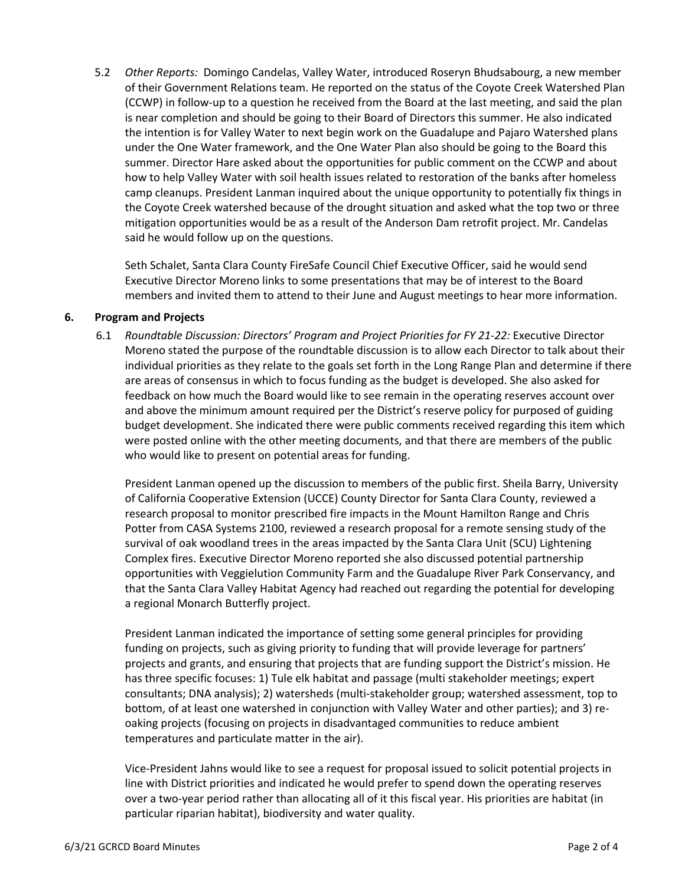5.2 *Other Reports:* Domingo Candelas, Valley Water, introduced Roseryn Bhudsabourg, a new member of their Government Relations team. He reported on the status of the Coyote Creek Watershed Plan (CCWP) in follow-up to a question he received from the Board at the last meeting, and said the plan is near completion and should be going to their Board of Directors this summer. He also indicated the intention is for Valley Water to next begin work on the Guadalupe and Pajaro Watershed plans under the One Water framework, and the One Water Plan also should be going to the Board this summer. Director Hare asked about the opportunities for public comment on the CCWP and about how to help Valley Water with soil health issues related to restoration of the banks after homeless camp cleanups. President Lanman inquired about the unique opportunity to potentially fix things in the Coyote Creek watershed because of the drought situation and asked what the top two or three mitigation opportunities would be as a result of the Anderson Dam retrofit project. Mr. Candelas said he would follow up on the questions.

Seth Schalet, Santa Clara County FireSafe Council Chief Executive Officer, said he would send Executive Director Moreno links to some presentations that may be of interest to the Board members and invited them to attend to their June and August meetings to hear more information.

## 6. Program and Projects

6.1 *Roundtable Discussion: Directors' Program and Project Priorities for FY 21-22:* Executive Director Moreno stated the purpose of the roundtable discussion is to allow each Director to talk about their individual priorities as they relate to the goals set forth in the Long Range Plan and determine if there are areas of consensus in which to focus funding as the budget is developed. She also asked for feedback on how much the Board would like to see remain in the operating reserves account over and above the minimum amount required per the District's reserve policy for purposed of guiding budget development. She indicated there were public comments received regarding this item which were posted online with the other meeting documents, and that there are members of the public who would like to present on potential areas for funding.

President Lanman opened up the discussion to members of the public first. Sheila Barry, University of California Cooperative Extension (UCCE) County Director for Santa Clara County, reviewed a research proposal to monitor prescribed fire impacts in the Mount Hamilton Range and Chris Potter from CASA Systems 2100, reviewed a research proposal for a remote sensing study of the survival of oak woodland trees in the areas impacted by the Santa Clara Unit (SCU) Lightening Complex fires. Executive Director Moreno reported she also discussed potential partnership opportunities with Veggielution Community Farm and the Guadalupe River Park Conservancy, and that the Santa Clara Valley Habitat Agency had reached out regarding the potential for developing a regional Monarch Butterfly project.

President Lanman indicated the importance of setting some general principles for providing funding on projects, such as giving priority to funding that will provide leverage for partners' projects and grants, and ensuring that projects that are funding support the District's mission. He has three specific focuses: 1) Tule elk habitat and passage (multi stakeholder meetings; expert consultants; DNA analysis); 2) watersheds (multi-stakeholder group; watershed assessment, top to bottom, of at least one watershed in conjunction with Valley Water and other parties); and 3) re-oaking projects (focusing on projects in disadvantaged communities to reduce ambient temperatures and particulate matter in the air).

Vice-President Jahns would like to see a request for proposal issued to solicit potential projects in line with District priorities and indicated he would prefer to spend down the operating reserves over a two-year period rather than allocating all of it this fiscal year. His priorities are habitat (in particular riparian habitat), biodiversity and water quality.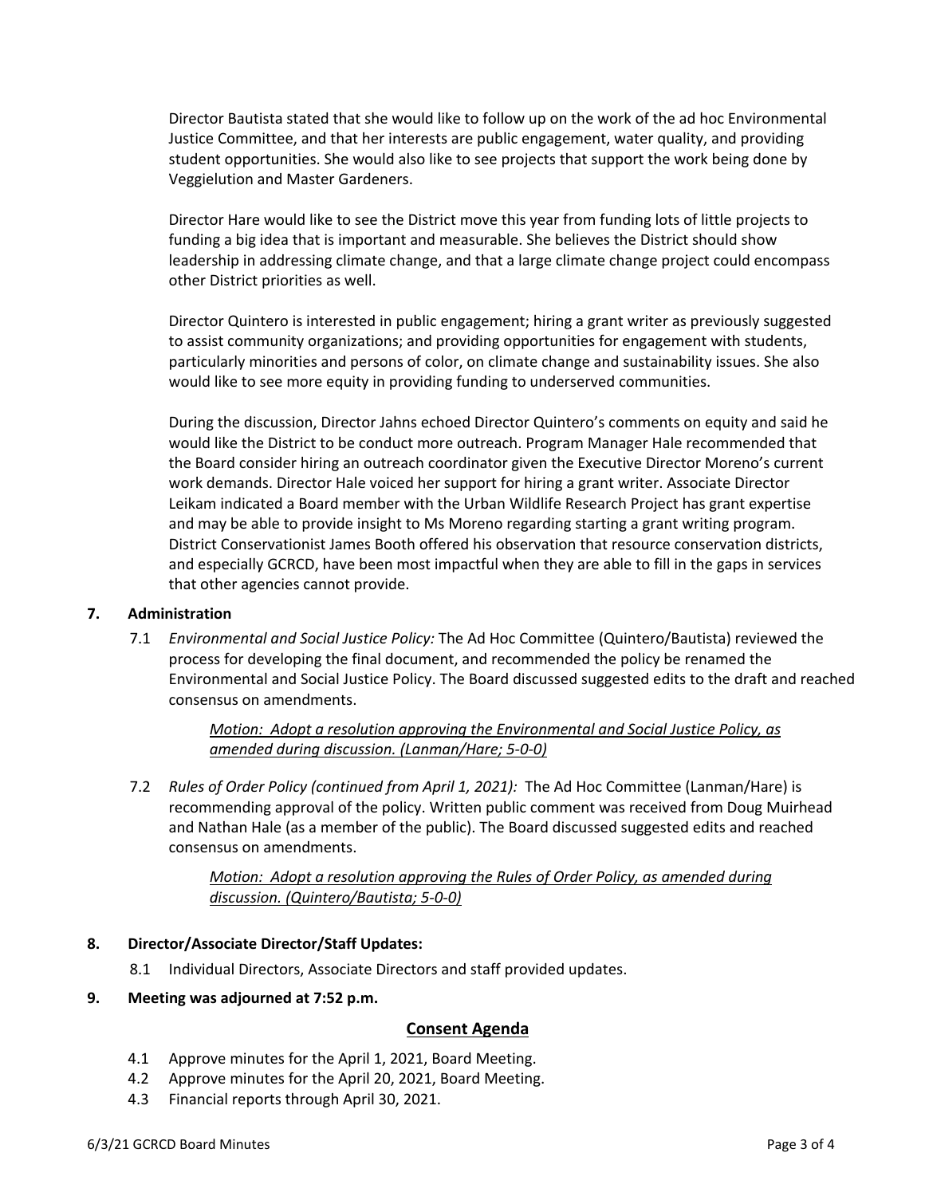Director Bautista stated that she would like to follow up on the work of the ad hoc Environmental Justice Committee, and that her interests are public engagement, water quality, and providing student opportunities. She would also like to see projects that support the work being done by Veggielution and Master Gardeners.

Director Hare would like to see the District move this year from funding lots of little projects to funding a big idea that is important and measurable. She believes the District should show leadership in addressing climate change, and that a large climate change project could encompass other District priorities as well.

Director Quintero is interested in public engagement; hiring a grant writer as previously suggested to assist community organizations; and providing opportunities for engagement with students, particularly minorities and persons of color, on climate change and sustainability issues. She also would like to see more equity in providing funding to underserved communities.

During the discussion, Director Jahns echoed Director Quintero's comments on equity and said he would like the District to be conduct more outreach. Program Manager Hale recommended that the Board consider hiring an outreach coordinator given the Executive Director Moreno's current work demands. Director Hale voiced her support for hiring a grant writer. Associate Director Leikam indicated a Board member with the Urban Wildlife Research Project has grant expertise and may be able to provide insight to Ms Moreno regarding starting a grant writing program. District Conservationist James Booth offered his observation that resource conservation districts, and especially GCRCD, have been most impactful when they are able to fill in the gaps in services that other agencies cannot provide.

**7. Administration**

7.1 *Environmental and Social Justice Policy:* The Ad Hoc Committee (Quintero/Bautista) reviewed the process for developing the final document, and recommended the policy be renamed the Environmental and Social Justice Policy. The Board discussed suggested edits to the draft and reached consensus on amendments.

*Motion: Adopt a resolution approving the Environmental and Social Justice Policy, as amended during discussion. (Lanman/Hare; 5-0-0)*

7.2 *Rules of Order Policy (continued from April 1, 2021):* The Ad Hoc Committee (Lanman/Hare) is recommending approval of the policy. Written public comment was received from Doug Muirhead and Nathan Hale (as a member of the public). The Board discussed suggested edits and reached consensus on amendments.

*Motion: Adopt a resolution approving the Rules of Order Policy, as amended during discussion. (Quintero/Bautista; 5-0-0)*

**8. Director/Associate Director/Staff Updates:**

8.1 Individual Directors, Associate Directors and staff provided updates.

**9. Meeting was adjourned at 7:52 p.m.**

## Consent Agenda

4.1 Approve minutes for the April 1, 2021, Board Meeting.
4.2 Approve minutes for the April 20, 2021, Board Meeting.
4.3 Financial reports through April 30, 2021.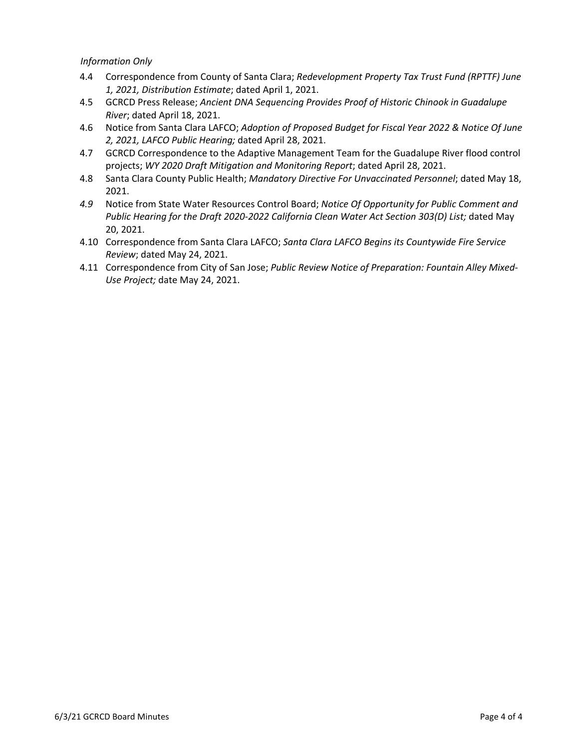*Information Only*

4.4 Correspondence from County of Santa Clara; *Redevelopment Property Tax Trust Fund (RPTTF) June 1, 2021, Distribution Estimate*; dated April 1, 2021.

4.5 GCRCD Press Release; *Ancient DNA Sequencing Provides Proof of Historic Chinook in Guadalupe River*; dated April 18, 2021.

4.6 Notice from Santa Clara LAFCO; *Adoption of Proposed Budget for Fiscal Year 2022 & Notice Of June 2, 2021, LAFCO Public Hearing;* dated April 28, 2021.

4.7 GCRCD Correspondence to the Adaptive Management Team for the Guadalupe River flood control projects; *WY 2020 Draft Mitigation and Monitoring Report*; dated April 28, 2021.

4.8 Santa Clara County Public Health; *Mandatory Directive For Unvaccinated Personnel*; dated May 18, 2021.

*4.9* Notice from State Water Resources Control Board; *Notice Of Opportunity for Public Comment and Public Hearing for the Draft 2020-2022 California Clean Water Act Section 303(D) List;* dated May 20, 2021.

4.10 Correspondence from Santa Clara LAFCO; *Santa Clara LAFCO Begins its Countywide Fire Service Review*; dated May 24, 2021.

4.11 Correspondence from City of San Jose; *Public Review Notice of Preparation: Fountain Alley Mixed-Use Project;* date May 24, 2021.